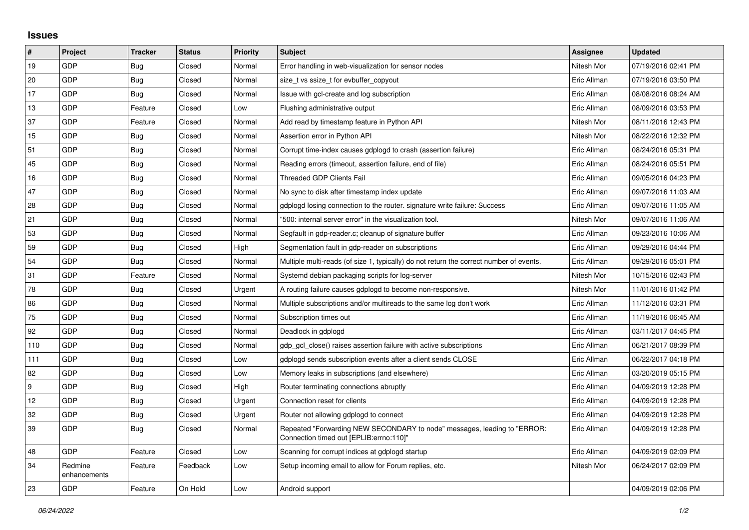## Issues

| # | Project | Tracker | Status | Priority | Subject | Assignee | Updated |
|---|---|---|---|---|---|---|---|
| 19 | GDP | Bug | Closed | Normal | Error handling in web-visualization for sensor nodes | Nitesh Mor | 07/19/2016 02:41 PM |
| 20 | GDP | Bug | Closed | Normal | size_t vs ssize_t for evbuffer_copyout | Eric Allman | 07/19/2016 03:50 PM |
| 17 | GDP | Bug | Closed | Normal | Issue with gcl-create and log subscription | Eric Allman | 08/08/2016 08:24 AM |
| 13 | GDP | Feature | Closed | Low | Flushing administrative output | Eric Allman | 08/09/2016 03:53 PM |
| 37 | GDP | Feature | Closed | Normal | Add read by timestamp feature in Python API | Nitesh Mor | 08/11/2016 12:43 PM |
| 15 | GDP | Bug | Closed | Normal | Assertion error in Python API | Nitesh Mor | 08/22/2016 12:32 PM |
| 51 | GDP | Bug | Closed | Normal | Corrupt time-index causes gdplogd to crash (assertion failure) | Eric Allman | 08/24/2016 05:31 PM |
| 45 | GDP | Bug | Closed | Normal | Reading errors (timeout, assertion failure, end of file) | Eric Allman | 08/24/2016 05:51 PM |
| 16 | GDP | Bug | Closed | Normal | Threaded GDP Clients Fail | Eric Allman | 09/05/2016 04:23 PM |
| 47 | GDP | Bug | Closed | Normal | No sync to disk after timestamp index update | Eric Allman | 09/07/2016 11:03 AM |
| 28 | GDP | Bug | Closed | Normal | gdplogd losing connection to the router. signature write failure: Success | Eric Allman | 09/07/2016 11:05 AM |
| 21 | GDP | Bug | Closed | Normal | "500: internal server error" in the visualization tool. | Nitesh Mor | 09/07/2016 11:06 AM |
| 53 | GDP | Bug | Closed | Normal | Segfault in gdp-reader.c; cleanup of signature buffer | Eric Allman | 09/23/2016 10:06 AM |
| 59 | GDP | Bug | Closed | High | Segmentation fault in gdp-reader on subscriptions | Eric Allman | 09/29/2016 04:44 PM |
| 54 | GDP | Bug | Closed | Normal | Multiple multi-reads (of size 1, typically) do not return the correct number of events. | Eric Allman | 09/29/2016 05:01 PM |
| 31 | GDP | Feature | Closed | Normal | Systemd debian packaging scripts for log-server | Nitesh Mor | 10/15/2016 02:43 PM |
| 78 | GDP | Bug | Closed | Urgent | A routing failure causes gdplogd to become non-responsive. | Nitesh Mor | 11/01/2016 01:42 PM |
| 86 | GDP | Bug | Closed | Normal | Multiple subscriptions and/or multireads to the same log don't work | Eric Allman | 11/12/2016 03:31 PM |
| 75 | GDP | Bug | Closed | Normal | Subscription times out | Eric Allman | 11/19/2016 06:45 AM |
| 92 | GDP | Bug | Closed | Normal | Deadlock in gdplogd | Eric Allman | 03/11/2017 04:45 PM |
| 110 | GDP | Bug | Closed | Normal | gdp_gcl_close() raises assertion failure with active subscriptions | Eric Allman | 06/21/2017 08:39 PM |
| 111 | GDP | Bug | Closed | Low | gdplogd sends subscription events after a client sends CLOSE | Eric Allman | 06/22/2017 04:18 PM |
| 82 | GDP | Bug | Closed | Low | Memory leaks in subscriptions (and elsewhere) | Eric Allman | 03/20/2019 05:15 PM |
| 9 | GDP | Bug | Closed | High | Router terminating connections abruptly | Eric Allman | 04/09/2019 12:28 PM |
| 12 | GDP | Bug | Closed | Urgent | Connection reset for clients | Eric Allman | 04/09/2019 12:28 PM |
| 32 | GDP | Bug | Closed | Urgent | Router not allowing gdplogd to connect | Eric Allman | 04/09/2019 12:28 PM |
| 39 | GDP | Bug | Closed | Normal | Repeated "Forwarding NEW SECONDARY to node" messages, leading to "ERROR: Connection timed out [EPLIB:errno:110]" | Eric Allman | 04/09/2019 12:28 PM |
| 48 | GDP | Feature | Closed | Low | Scanning for corrupt indices at gdplogd startup | Eric Allman | 04/09/2019 02:09 PM |
| 34 | Redmine enhancements | Feature | Feedback | Low | Setup incoming email to allow for Forum replies, etc. | Nitesh Mor | 06/24/2017 02:09 PM |
| 23 | GDP | Feature | On Hold | Low | Android support | | 04/09/2019 02:06 PM |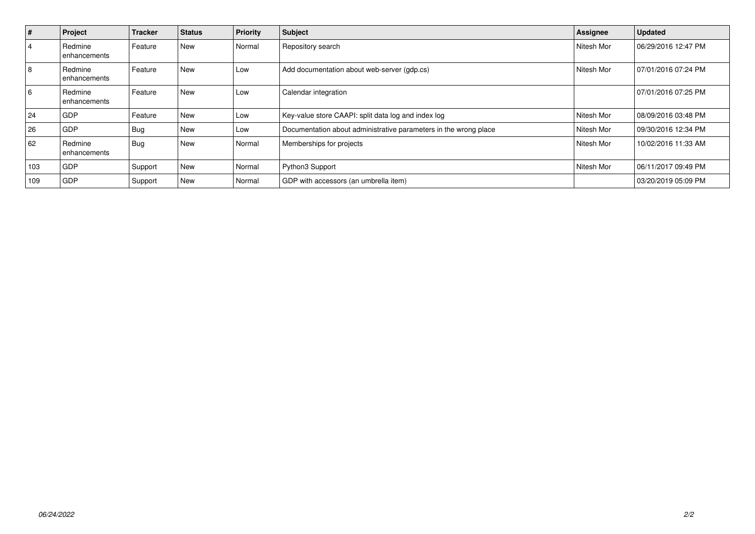| # | Project | Tracker | Status | Priority | Subject | Assignee | Updated |
|---|---|---|---|---|---|---|---|
| 4 | Redmine enhancements | Feature | New | Normal | Repository search | Nitesh Mor | 06/29/2016 12:47 PM |
| 8 | Redmine enhancements | Feature | New | Low | Add documentation about web-server (gdp.cs) | Nitesh Mor | 07/01/2016 07:24 PM |
| 6 | Redmine enhancements | Feature | New | Low | Calendar integration | | 07/01/2016 07:25 PM |
| 24 | GDP | Feature | New | Low | Key-value store CAAPI: split data log and index log | Nitesh Mor | 08/09/2016 03:48 PM |
| 26 | GDP | Bug | New | Low | Documentation about administrative parameters in the wrong place | Nitesh Mor | 09/30/2016 12:34 PM |
| 62 | Redmine enhancements | Bug | New | Normal | Memberships for projects | Nitesh Mor | 10/02/2016 11:33 AM |
| 103 | GDP | Support | New | Normal | Python3 Support | Nitesh Mor | 06/11/2017 09:49 PM |
| 109 | GDP | Support | New | Normal | GDP with accessors (an umbrella item) | | 03/20/2019 05:09 PM |